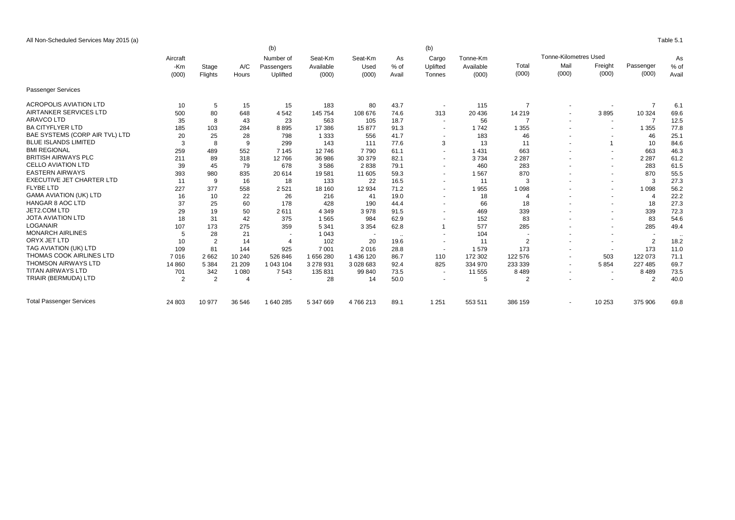All Non-Scheduled Services May 2015 (a)

Table 5.1

| | Aircraft -Km (000) | Stage Flights | A/C Hours | (b) Number of Passengers Uplifted | Seat-Km Available (000) | Seat-Km Used (000) | As % of Avail | (b) Cargo Uplifted Tonnes | Tonne-Km Available (000) | Total (000) | Tonne-Kilometres Used Mail (000) | Freight (000) | Passenger (000) | As % of Avail |
|---|---|---|---|---|---|---|---|---|---|---|---|---|---|---|
| Passenger Services | | | | | | | | | | | | | | |
| ACROPOLIS AVIATION LTD | 10 | 5 | 15 | 15 | 183 | 80 | 43.7 | - | 115 | 7 | - | - | 7 | 6.1 |
| AIRTANKER SERVICES LTD | 500 | 80 | 648 | 4 542 | 145 754 | 108 676 | 74.6 | 313 | 20 436 | 14 219 | - | 3 895 | 10 324 | 69.6 |
| ARAVCO LTD | 35 | 8 | 43 | 23 | 563 | 105 | 18.7 | - | 56 | 7 | - | - | 7 | 12.5 |
| BA CITYFLYER LTD | 185 | 103 | 284 | 8 895 | 17 386 | 15 877 | 91.3 | - | 1 742 | 1 355 | - | - | 1 355 | 77.8 |
| BAE SYSTEMS (CORP AIR TVL) LTD | 20 | 25 | 28 | 798 | 1 333 | 556 | 41.7 | - | 183 | 46 | - | - | 46 | 25.1 |
| BLUE ISLANDS LIMITED | 3 | 8 | 9 | 299 | 143 | 111 | 77.6 | 3 | 13 | 11 | - | 1 | 10 | 84.6 |
| BMI REGIONAL | 259 | 489 | 552 | 7 145 | 12 746 | 7 790 | 61.1 | - | 1 431 | 663 | - | - | 663 | 46.3 |
| BRITISH AIRWAYS PLC | 211 | 89 | 318 | 12 766 | 36 986 | 30 379 | 82.1 | - | 3 734 | 2 287 | - | - | 2 287 | 61.2 |
| CELLO AVIATION LTD | 39 | 45 | 79 | 678 | 3 586 | 2 838 | 79.1 | - | 460 | 283 | - | - | 283 | 61.5 |
| EASTERN AIRWAYS | 393 | 980 | 835 | 20 614 | 19 581 | 11 605 | 59.3 | - | 1 567 | 870 | - | - | 870 | 55.5 |
| EXECUTIVE JET CHARTER LTD | 11 | 9 | 16 | 18 | 133 | 22 | 16.5 | - | 11 | 3 | - | - | 3 | 27.3 |
| FLYBE LTD | 227 | 377 | 558 | 2 521 | 18 160 | 12 934 | 71.2 | - | 1 955 | 1 098 | - | - | 1 098 | 56.2 |
| GAMA AVIATION (UK) LTD | 16 | 10 | 22 | 26 | 216 | 41 | 19.0 | - | 18 | 4 | - | - | 4 | 22.2 |
| HANGAR 8 AOC LTD | 37 | 25 | 60 | 178 | 428 | 190 | 44.4 | - | 66 | 18 | - | - | 18 | 27.3 |
| JET2.COM LTD | 29 | 19 | 50 | 2 611 | 4 349 | 3 978 | 91.5 | - | 469 | 339 | - | - | 339 | 72.3 |
| JOTA AVIATION LTD | 18 | 31 | 42 | 375 | 1 565 | 984 | 62.9 | - | 152 | 83 | - | - | 83 | 54.6 |
| LOGANAIR | 107 | 173 | 275 | 359 | 5 341 | 3 354 | 62.8 | 1 | 577 | 285 | - | - | 285 | 49.4 |
| MONARCH AIRLINES | 5 | 28 | 21 | - | 1 043 | - | .. | - | 104 | - | - | - | - | .. |
| ORYX JET LTD | 10 | 2 | 14 | 4 | 102 | 20 | 19.6 | - | 11 | 2 | - | - | 2 | 18.2 |
| TAG AVIATION (UK) LTD | 109 | 81 | 144 | 925 | 7 001 | 2 016 | 28.8 | - | 1 579 | 173 | - | - | 173 | 11.0 |
| THOMAS COOK AIRLINES LTD | 7 016 | 2 662 | 10 240 | 526 846 | 1 656 280 | 1 436 120 | 86.7 | 110 | 172 302 | 122 576 | - | 503 | 122 073 | 71.1 |
| THOMSON AIRWAYS LTD | 14 860 | 5 384 | 21 209 | 1 043 104 | 3 278 931 | 3 028 683 | 92.4 | 825 | 334 970 | 233 339 | - | 5 854 | 227 485 | 69.7 |
| TITAN AIRWAYS LTD | 701 | 342 | 1 080 | 7 543 | 135 831 | 99 840 | 73.5 | - | 11 555 | 8 489 | - | - | 8 489 | 73.5 |
| TRIAIR (BERMUDA) LTD | 2 | 2 | 4 | - | 28 | 14 | 50.0 | - | 5 | 2 | - | - | 2 | 40.0 |
| Total Passenger Services | 24 803 | 10 977 | 36 546 | 1 640 285 | 5 347 669 | 4 766 213 | 89.1 | 1 251 | 553 511 | 386 159 | - | 10 253 | 375 906 | 69.8 |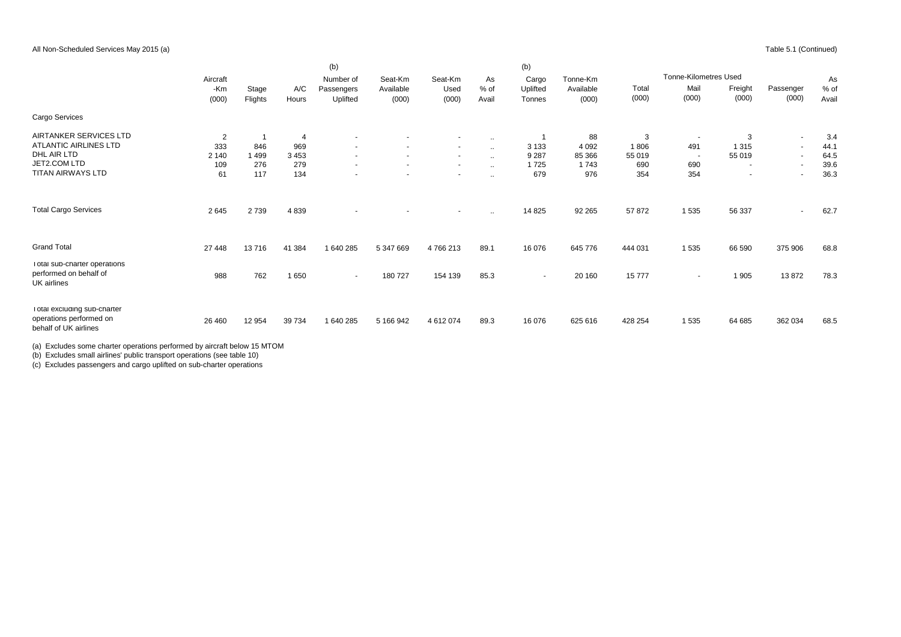All Non-Scheduled Services May 2015 (a)

Table 5.1 (Continued)

| | Aircraft -Km (000) | Stage Flights | A/C Hours | (b) Number of Passengers Uplifted | Seat-Km Available (000) | Seat-Km Used (000) | As % of Avail | (b) Cargo Uplifted Tonnes | Tonne-Km Available (000) | Total (000) | Tonne-Kilometres Used Mail (000) | Freight (000) | Passenger (000) | As % of Avail |
|---|---|---|---|---|---|---|---|---|---|---|---|---|---|---|
| **Cargo Services** | | | | | | | | | | | | | | |
| AIRTANKER SERVICES LTD | 2 | 1 | 4 | - | - | - | .. | 1 | 88 | 3 | - | 3 | - | 3.4 |
| ATLANTIC AIRLINES LTD | 333 | 846 | 969 | - | - | - | .. | 3 133 | 4 092 | 1 806 | 491 | 1 315 | - | 44.1 |
| DHL AIR LTD | 2 140 | 1 499 | 3 453 | - | - | - | .. | 9 287 | 85 366 | 55 019 | - | 55 019 | - | 64.5 |
| JET2.COM LTD | 109 | 276 | 279 | - | - | - | .. | 1 725 | 1 743 | 690 | 690 | - | - | 39.6 |
| TITAN AIRWAYS LTD | 61 | 117 | 134 | - | - | - | .. | 679 | 976 | 354 | 354 | - | - | 36.3 |
| Total Cargo Services | 2 645 | 2 739 | 4 839 | - | - | - | .. | 14 825 | 92 265 | 57 872 | 1 535 | 56 337 | - | 62.7 |
| Grand Total | 27 448 | 13 716 | 41 384 | 1 640 285 | 5 347 669 | 4 766 213 | 89.1 | 16 076 | 645 776 | 444 031 | 1 535 | 66 590 | 375 906 | 68.8 |
| Total sub-charter operations performed on behalf of UK airlines | 988 | 762 | 1 650 | - | 180 727 | 154 139 | 85.3 | - | 20 160 | 15 777 | - | 1 905 | 13 872 | 78.3 |
| Total excluding sub-charter operations performed on behalf of UK airlines | 26 460 | 12 954 | 39 734 | 1 640 285 | 5 166 942 | 4 612 074 | 89.3 | 16 076 | 625 616 | 428 254 | 1 535 | 64 685 | 362 034 | 68.5 |

(a) Excludes some charter operations performed by aircraft below 15 MTOM
(b) Excludes small airlines' public transport operations (see table 10)
(c) Excludes passengers and cargo uplifted on sub-charter operations